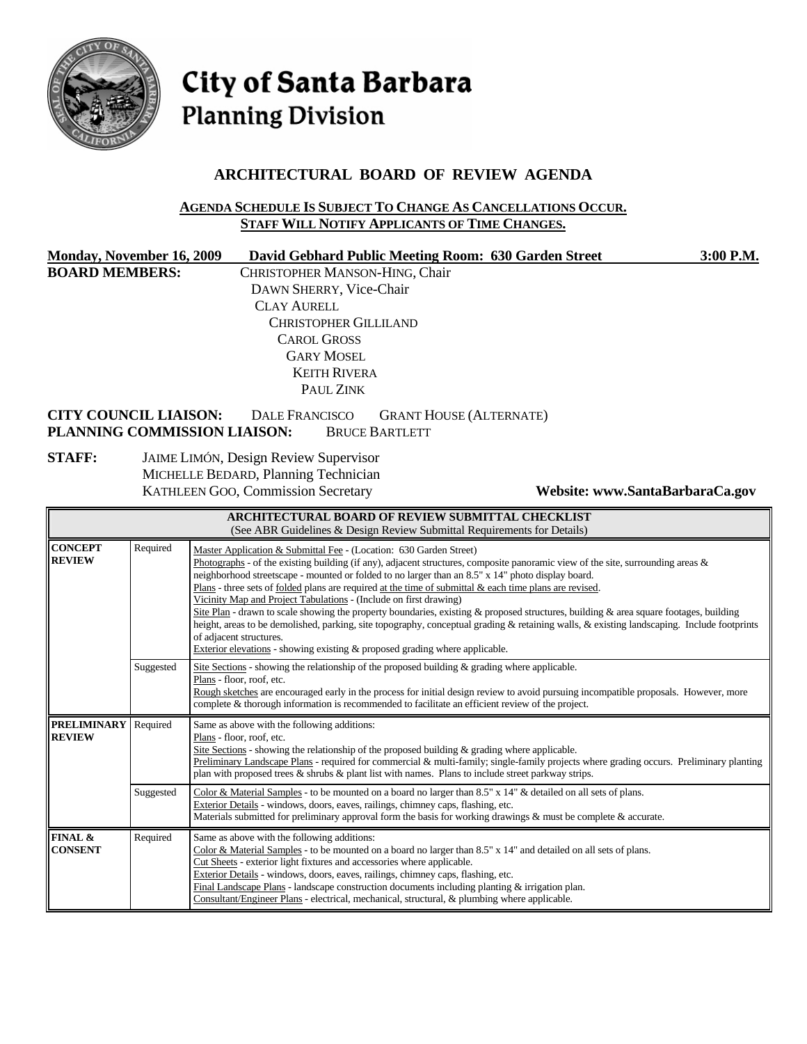# City of Santa Barbara
## Planning Division

## ARCHITECTURAL BOARD OF REVIEW AGENDA

**AGENDA SCHEDULE IS SUBJECT TO CHANGE AS CANCELLATIONS OCCUR.**
**STAFF WILL NOTIFY APPLICANTS OF TIME CHANGES.**

**Monday, November 16, 2009** **David Gebhard Public Meeting Room: 630 Garden Street** **3:00 P.M.**

**BOARD MEMBERS:**
CHRISTOPHER MANSON-HING, Chair
DAWN SHERRY, Vice-Chair
CLAY AURELL
CHRISTOPHER GILLILAND
CAROL GROSS
GARY MOSEL
KEITH RIVERA
PAUL ZINK

**CITY COUNCIL LIAISON:** DALE FRANCISCO GRANT HOUSE (ALTERNATE)
**PLANNING COMMISSION LIAISON:** BRUCE BARTLETT

**STAFF:**
JAIME LIMÓN, Design Review Supervisor
MICHELLE BEDARD, Planning Technician
KATHLEEN GOO, Commission Secretary

**Website: www.SantaBarbaraCa.gov**

| **ARCHITECTURAL BOARD OF REVIEW SUBMITTAL CHECKLIST** (See ABR Guidelines & Design Review Submittal Requirements for Details) | | |
|---|---|---|
| **CONCEPT REVIEW** | Required | Master Application & Submittal Fee - (Location: 630 Garden Street)<br>Photographs - of the existing building (if any), adjacent structures, composite panoramic view of the site, surrounding areas & neighborhood streetscape - mounted or folded to no larger than an 8.5" x 14" photo display board.<br>Plans - three sets of folded plans are required at the time of submittal & each time plans are revised.<br>Vicinity Map and Project Tabulations - (Include on first drawing)<br>Site Plan - drawn to scale showing the property boundaries, existing & proposed structures, building & area square footages, building height, areas to be demolished, parking, site topography, conceptual grading & retaining walls, & existing landscaping. Include footprints of adjacent structures.<br>Exterior elevations - showing existing & proposed grading where applicable. |
| | Suggested | Site Sections - showing the relationship of the proposed building & grading where applicable.<br>Plans - floor, roof, etc.<br>Rough sketches are encouraged early in the process for initial design review to avoid pursuing incompatible proposals. However, more complete & thorough information is recommended to facilitate an efficient review of the project. |
| **PRELIMINARY REVIEW** | Required | Same as above with the following additions:<br>Plans - floor, roof, etc.<br>Site Sections - showing the relationship of the proposed building & grading where applicable.<br>Preliminary Landscape Plans - required for commercial & multi-family; single-family projects where grading occurs. Preliminary planting plan with proposed trees & shrubs & plant list with names. Plans to include street parkway strips. |
| | Suggested | Color & Material Samples - to be mounted on a board no larger than 8.5" x 14" & detailed on all sets of plans.<br>Exterior Details - windows, doors, eaves, railings, chimney caps, flashing, etc.<br>Materials submitted for preliminary approval form the basis for working drawings & must be complete & accurate. |
| **FINAL & CONSENT** | Required | Same as above with the following additions:<br>Color & Material Samples - to be mounted on a board no larger than 8.5" x 14" and detailed on all sets of plans.<br>Cut Sheets - exterior light fixtures and accessories where applicable.<br>Exterior Details - windows, doors, eaves, railings, chimney caps, flashing, etc.<br>Final Landscape Plans - landscape construction documents including planting & irrigation plan.<br>Consultant/Engineer Plans - electrical, mechanical, structural, & plumbing where applicable. |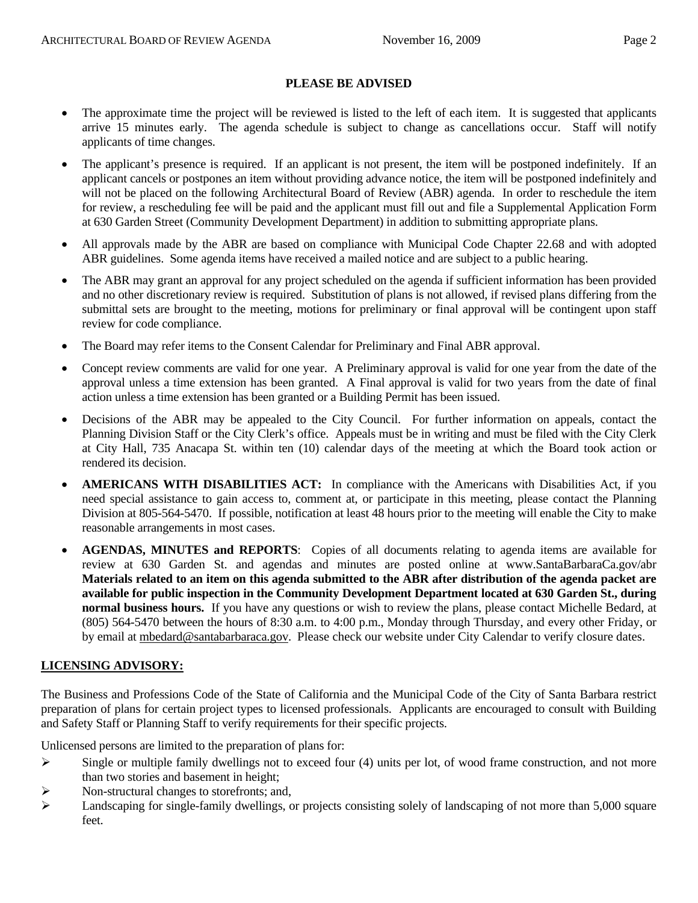## PLEASE BE ADVISED

- The approximate time the project will be reviewed is listed to the left of each item. It is suggested that applicants arrive 15 minutes early. The agenda schedule is subject to change as cancellations occur. Staff will notify applicants of time changes.
- The applicant's presence is required. If an applicant is not present, the item will be postponed indefinitely. If an applicant cancels or postpones an item without providing advance notice, the item will be postponed indefinitely and will not be placed on the following Architectural Board of Review (ABR) agenda. In order to reschedule the item for review, a rescheduling fee will be paid and the applicant must fill out and file a Supplemental Application Form at 630 Garden Street (Community Development Department) in addition to submitting appropriate plans.
- All approvals made by the ABR are based on compliance with Municipal Code Chapter 22.68 and with adopted ABR guidelines. Some agenda items have received a mailed notice and are subject to a public hearing.
- The ABR may grant an approval for any project scheduled on the agenda if sufficient information has been provided and no other discretionary review is required. Substitution of plans is not allowed, if revised plans differing from the submittal sets are brought to the meeting, motions for preliminary or final approval will be contingent upon staff review for code compliance.
- The Board may refer items to the Consent Calendar for Preliminary and Final ABR approval.
- Concept review comments are valid for one year. A Preliminary approval is valid for one year from the date of the approval unless a time extension has been granted. A Final approval is valid for two years from the date of final action unless a time extension has been granted or a Building Permit has been issued.
- Decisions of the ABR may be appealed to the City Council. For further information on appeals, contact the Planning Division Staff or the City Clerk's office. Appeals must be in writing and must be filed with the City Clerk at City Hall, 735 Anacapa St. within ten (10) calendar days of the meeting at which the Board took action or rendered its decision.
- **AMERICANS WITH DISABILITIES ACT:** In compliance with the Americans with Disabilities Act, if you need special assistance to gain access to, comment at, or participate in this meeting, please contact the Planning Division at 805-564-5470. If possible, notification at least 48 hours prior to the meeting will enable the City to make reasonable arrangements in most cases.
- **AGENDAS, MINUTES and REPORTS**: Copies of all documents relating to agenda items are available for review at 630 Garden St. and agendas and minutes are posted online at www.SantaBarbaraCa.gov/abr **Materials related to an item on this agenda submitted to the ABR after distribution of the agenda packet are available for public inspection in the Community Development Department located at 630 Garden St., during normal business hours.** If you have any questions or wish to review the plans, please contact Michelle Bedard, at (805) 564-5470 between the hours of 8:30 a.m. to 4:00 p.m., Monday through Thursday, and every other Friday, or by email at mbedard@santabarbaraca.gov. Please check our website under City Calendar to verify closure dates.

## LICENSING ADVISORY:

The Business and Professions Code of the State of California and the Municipal Code of the City of Santa Barbara restrict preparation of plans for certain project types to licensed professionals. Applicants are encouraged to consult with Building and Safety Staff or Planning Staff to verify requirements for their specific projects.

Unlicensed persons are limited to the preparation of plans for:

- Single or multiple family dwellings not to exceed four (4) units per lot, of wood frame construction, and not more than two stories and basement in height;
- Non-structural changes to storefronts; and,
- Landscaping for single-family dwellings, or projects consisting solely of landscaping of not more than 5,000 square feet.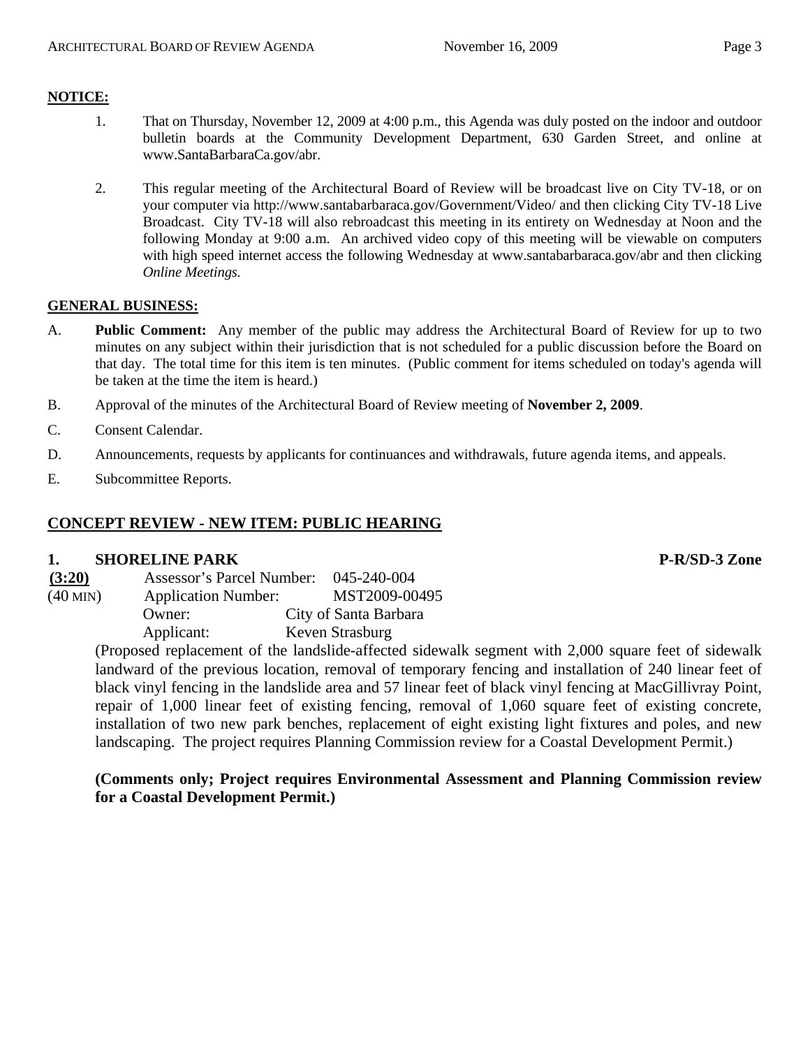**NOTICE:**

1. That on Thursday, November 12, 2009 at 4:00 p.m., this Agenda was duly posted on the indoor and outdoor bulletin boards at the Community Development Department, 630 Garden Street, and online at www.SantaBarbaraCa.gov/abr.

2. This regular meeting of the Architectural Board of Review will be broadcast live on City TV-18, or on your computer via http://www.santabarbaraca.gov/Government/Video/ and then clicking City TV-18 Live Broadcast. City TV-18 will also rebroadcast this meeting in its entirety on Wednesday at Noon and the following Monday at 9:00 a.m. An archived video copy of this meeting will be viewable on computers with high speed internet access the following Wednesday at www.santabarbaraca.gov/abr and then clicking *Online Meetings.*

**GENERAL BUSINESS:**

A. **Public Comment:** Any member of the public may address the Architectural Board of Review for up to two minutes on any subject within their jurisdiction that is not scheduled for a public discussion before the Board on that day. The total time for this item is ten minutes. (Public comment for items scheduled on today's agenda will be taken at the time the item is heard.)

B. Approval of the minutes of the Architectural Board of Review meeting of **November 2, 2009**.

C. Consent Calendar.

D. Announcements, requests by applicants for continuances and withdrawals, future agenda items, and appeals.

E. Subcommittee Reports.

## CONCEPT REVIEW - NEW ITEM: PUBLIC HEARING

**1. SHORELINE PARK** **P-R/SD-3 Zone**

**(3:20)** Assessor's Parcel Number: 045-240-004
(40 MIN) Application Number: MST2009-00495
Owner: City of Santa Barbara
Applicant: Keven Strasburg

(Proposed replacement of the landslide-affected sidewalk segment with 2,000 square feet of sidewalk landward of the previous location, removal of temporary fencing and installation of 240 linear feet of black vinyl fencing in the landslide area and 57 linear feet of black vinyl fencing at MacGillivray Point, repair of 1,000 linear feet of existing fencing, removal of 1,060 square feet of existing concrete, installation of two new park benches, replacement of eight existing light fixtures and poles, and new landscaping. The project requires Planning Commission review for a Coastal Development Permit.)

**(Comments only; Project requires Environmental Assessment and Planning Commission review for a Coastal Development Permit.)**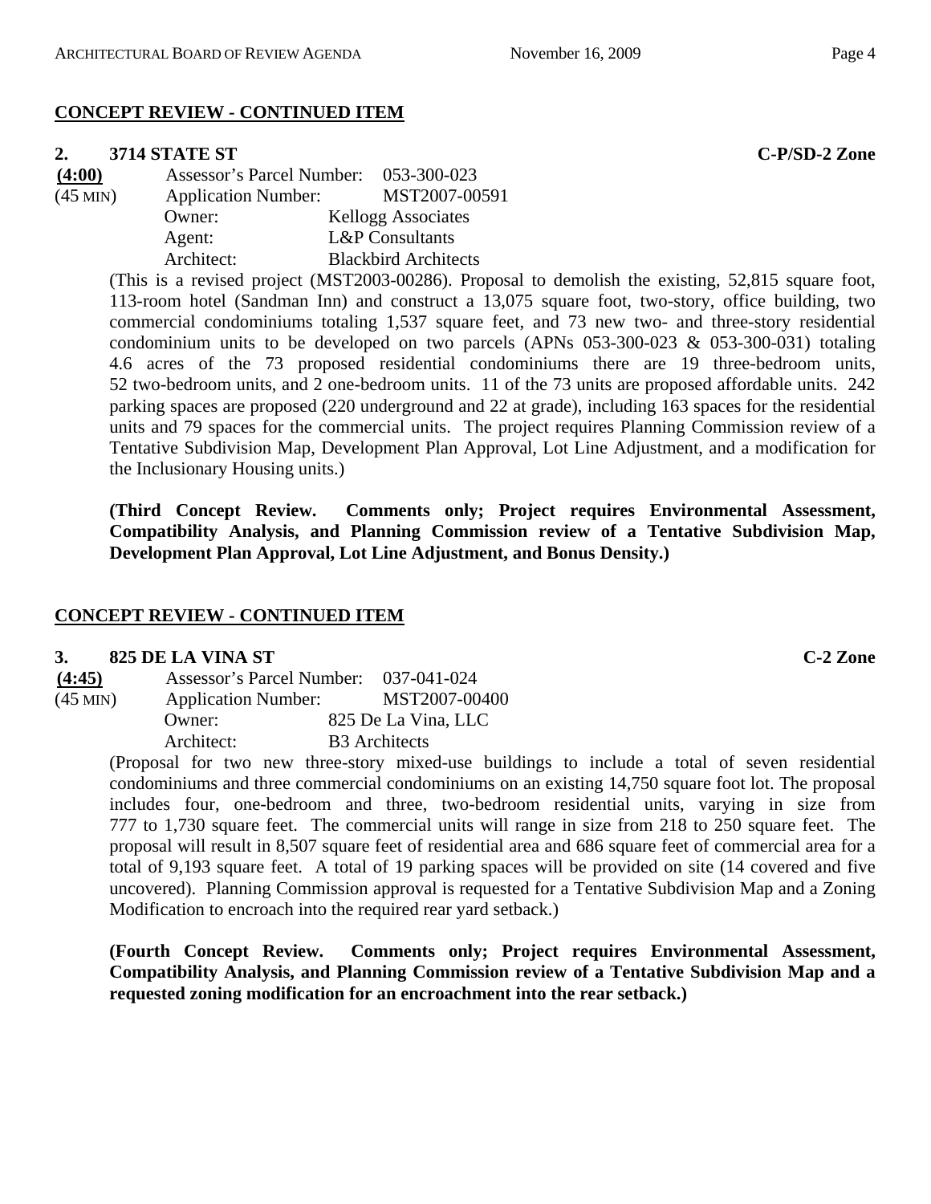## CONCEPT REVIEW - CONTINUED ITEM

**2. 3714 STATE ST** **C-P/SD-2 Zone**

**(4:00)** Assessor's Parcel Number: 053-300-023
(45 MIN) Application Number: MST2007-00591
Owner: Kellogg Associates
Agent: L&P Consultants
Architect: Blackbird Architects

(This is a revised project (MST2003-00286). Proposal to demolish the existing, 52,815 square foot, 113-room hotel (Sandman Inn) and construct a 13,075 square foot, two-story, office building, two commercial condominiums totaling 1,537 square feet, and 73 new two- and three-story residential condominium units to be developed on two parcels (APNs 053-300-023 & 053-300-031) totaling 4.6 acres of the 73 proposed residential condominiums there are 19 three-bedroom units, 52 two-bedroom units, and 2 one-bedroom units. 11 of the 73 units are proposed affordable units. 242 parking spaces are proposed (220 underground and 22 at grade), including 163 spaces for the residential units and 79 spaces for the commercial units. The project requires Planning Commission review of a Tentative Subdivision Map, Development Plan Approval, Lot Line Adjustment, and a modification for the Inclusionary Housing units.)

**(Third Concept Review. Comments only; Project requires Environmental Assessment, Compatibility Analysis, and Planning Commission review of a Tentative Subdivision Map, Development Plan Approval, Lot Line Adjustment, and Bonus Density.)**

## CONCEPT REVIEW - CONTINUED ITEM

**3. 825 DE LA VINA ST** **C-2 Zone**

**(4:45)** Assessor's Parcel Number: 037-041-024
(45 MIN) Application Number: MST2007-00400
Owner: 825 De La Vina, LLC
Architect: B3 Architects

(Proposal for two new three-story mixed-use buildings to include a total of seven residential condominiums and three commercial condominiums on an existing 14,750 square foot lot. The proposal includes four, one-bedroom and three, two-bedroom residential units, varying in size from 777 to 1,730 square feet. The commercial units will range in size from 218 to 250 square feet. The proposal will result in 8,507 square feet of residential area and 686 square feet of commercial area for a total of 9,193 square feet. A total of 19 parking spaces will be provided on site (14 covered and five uncovered). Planning Commission approval is requested for a Tentative Subdivision Map and a Zoning Modification to encroach into the required rear yard setback.)

**(Fourth Concept Review. Comments only; Project requires Environmental Assessment, Compatibility Analysis, and Planning Commission review of a Tentative Subdivision Map and a requested zoning modification for an encroachment into the rear setback.)**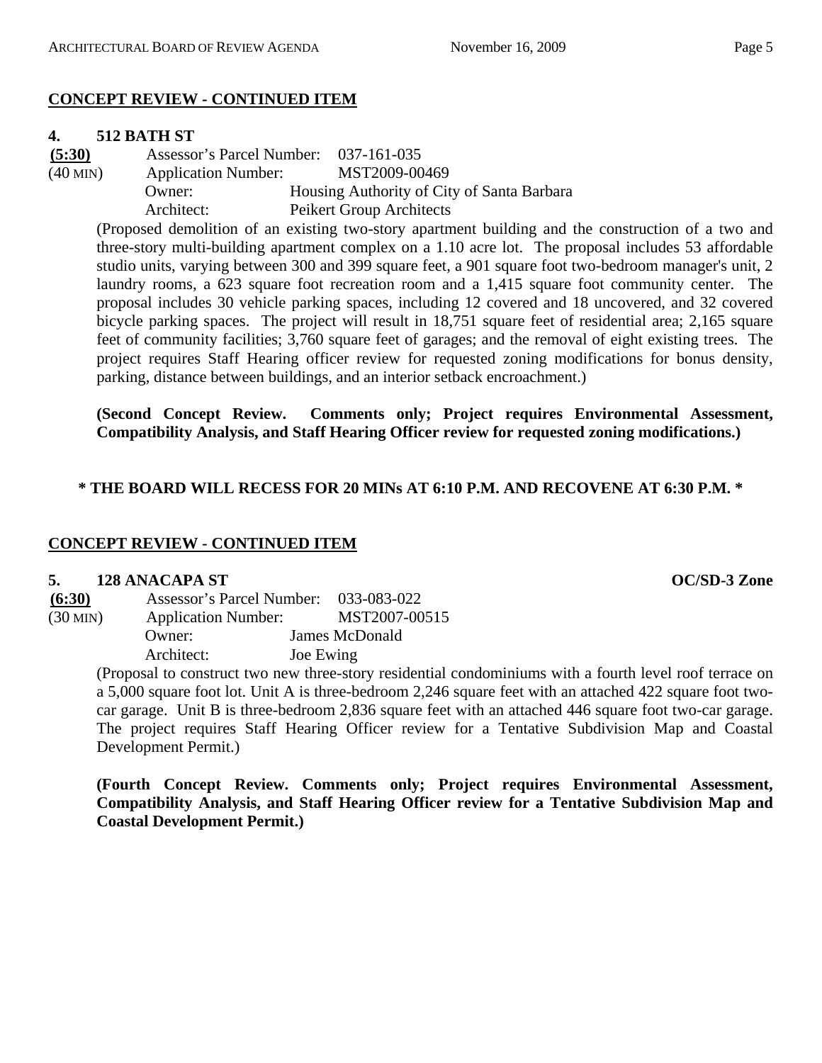## CONCEPT REVIEW - CONTINUED ITEM

**4. 512 BATH ST**

**(5:30)** Assessor's Parcel Number: 037-161-035
(40 MIN) Application Number: MST2009-00469
Owner: Housing Authority of City of Santa Barbara
Architect: Peikert Group Architects

(Proposed demolition of an existing two-story apartment building and the construction of a two and three-story multi-building apartment complex on a 1.10 acre lot. The proposal includes 53 affordable studio units, varying between 300 and 399 square feet, a 901 square foot two-bedroom manager's unit, 2 laundry rooms, a 623 square foot recreation room and a 1,415 square foot community center. The proposal includes 30 vehicle parking spaces, including 12 covered and 18 uncovered, and 32 covered bicycle parking spaces. The project will result in 18,751 square feet of residential area; 2,165 square feet of community facilities; 3,760 square feet of garages; and the removal of eight existing trees. The project requires Staff Hearing officer review for requested zoning modifications for bonus density, parking, distance between buildings, and an interior setback encroachment.)

**(Second Concept Review. Comments only; Project requires Environmental Assessment, Compatibility Analysis, and Staff Hearing Officer review for requested zoning modifications.)**

**\* THE BOARD WILL RECESS FOR 20 MINs AT 6:10 P.M. AND RECOVENE AT 6:30 P.M. \***

## CONCEPT REVIEW - CONTINUED ITEM

**5. 128 ANACAPA ST** **OC/SD-3 Zone**

**(6:30)** Assessor's Parcel Number: 033-083-022
(30 MIN) Application Number: MST2007-00515
Owner: James McDonald
Architect: Joe Ewing

(Proposal to construct two new three-story residential condominiums with a fourth level roof terrace on a 5,000 square foot lot. Unit A is three-bedroom 2,246 square feet with an attached 422 square foot two-car garage. Unit B is three-bedroom 2,836 square feet with an attached 446 square foot two-car garage. The project requires Staff Hearing Officer review for a Tentative Subdivision Map and Coastal Development Permit.)

**(Fourth Concept Review. Comments only; Project requires Environmental Assessment, Compatibility Analysis, and Staff Hearing Officer review for a Tentative Subdivision Map and Coastal Development Permit.)**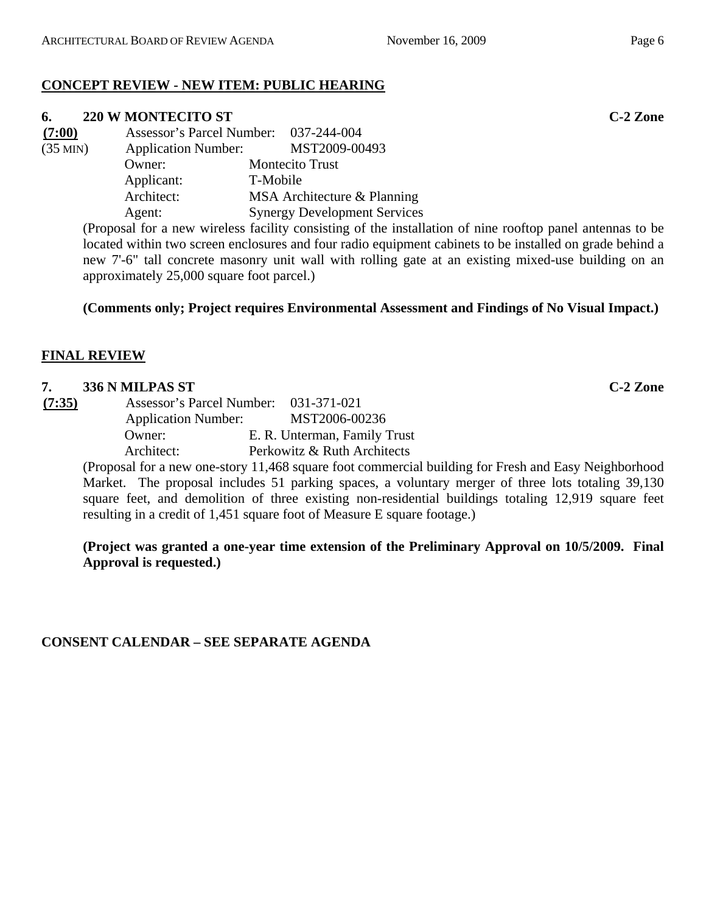## CONCEPT REVIEW - NEW ITEM: PUBLIC HEARING

**6. 220 W MONTECITO ST** **C-2 Zone**

**(7:00)** Assessor's Parcel Number: 037-244-004
(35 MIN) Application Number: MST2009-00493
Owner: Montecito Trust
Applicant: T-Mobile
Architect: MSA Architecture & Planning
Agent: Synergy Development Services

(Proposal for a new wireless facility consisting of the installation of nine rooftop panel antennas to be located within two screen enclosures and four radio equipment cabinets to be installed on grade behind a new 7'-6" tall concrete masonry unit wall with rolling gate at an existing mixed-use building on an approximately 25,000 square foot parcel.)

**(Comments only; Project requires Environmental Assessment and Findings of No Visual Impact.)**

## FINAL REVIEW

**7. 336 N MILPAS ST** **C-2 Zone**

**(7:35)** Assessor's Parcel Number: 031-371-021
Application Number: MST2006-00236
Owner: E. R. Unterman, Family Trust
Architect: Perkowitz & Ruth Architects

(Proposal for a new one-story 11,468 square foot commercial building for Fresh and Easy Neighborhood Market. The proposal includes 51 parking spaces, a voluntary merger of three lots totaling 39,130 square feet, and demolition of three existing non-residential buildings totaling 12,919 square feet resulting in a credit of 1,451 square foot of Measure E square footage.)

**(Project was granted a one-year time extension of the Preliminary Approval on 10/5/2009. Final Approval is requested.)**

**CONSENT CALENDAR – SEE SEPARATE AGENDA**